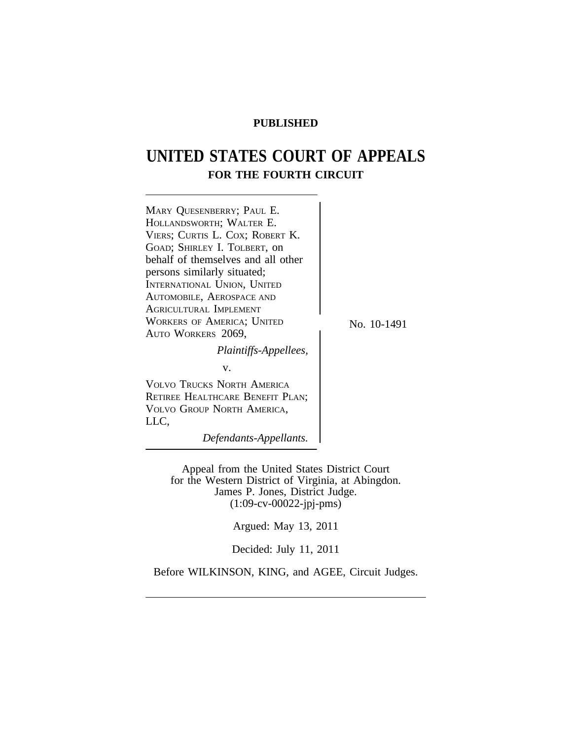**PUBLISHED**

# UNITED STATES COURT OF APPEALS
## FOR THE FOURTH CIRCUIT

MARY QUESENBERRY; PAUL E. HOLLANDSWORTH; WALTER E. VIERS; CURTIS L. COX; ROBERT K. GOAD; SHIRLEY I. TOLBERT, on behalf of themselves and all other persons similarly situated; INTERNATIONAL UNION, UNITED AUTOMOBILE, AEROSPACE AND AGRICULTURAL IMPLEMENT WORKERS OF AMERICA; UNITED AUTO WORKERS 2069,

*Plaintiffs-Appellees,*

v.

VOLVO TRUCKS NORTH AMERICA RETIREE HEALTHCARE BENEFIT PLAN; VOLVO GROUP NORTH AMERICA, LLC,

*Defendants-Appellants.*

No. 10-1491

Appeal from the United States District Court for the Western District of Virginia, at Abingdon.
James P. Jones, District Judge.
(1:09-cv-00022-jpj-pms)

Argued: May 13, 2011

Decided: July 11, 2011

Before WILKINSON, KING, and AGEE, Circuit Judges.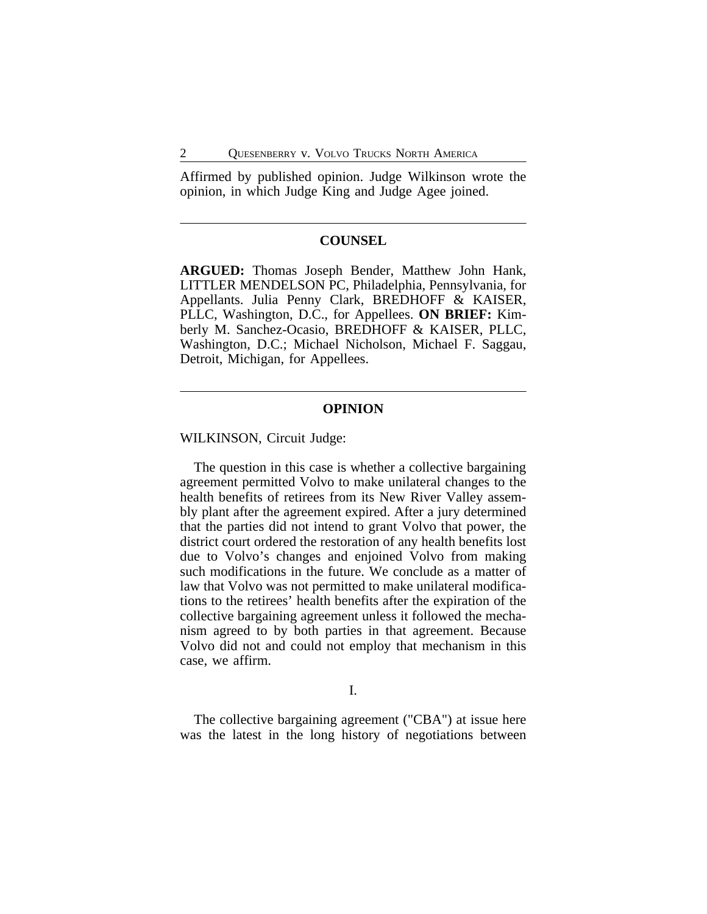Affirmed by published opinion. Judge Wilkinson wrote the opinion, in which Judge King and Judge Agee joined.

---

## COUNSEL

**ARGUED:** Thomas Joseph Bender, Matthew John Hank, LITTLER MENDELSON PC, Philadelphia, Pennsylvania, for Appellants. Julia Penny Clark, BREDHOFF & KAISER, PLLC, Washington, D.C., for Appellees. **ON BRIEF:** Kimberly M. Sanchez-Ocasio, BREDHOFF & KAISER, PLLC, Washington, D.C.; Michael Nicholson, Michael F. Saggau, Detroit, Michigan, for Appellees.

---

## OPINION

WILKINSON, Circuit Judge:

The question in this case is whether a collective bargaining agreement permitted Volvo to make unilateral changes to the health benefits of retirees from its New River Valley assembly plant after the agreement expired. After a jury determined that the parties did not intend to grant Volvo that power, the district court ordered the restoration of any health benefits lost due to Volvo's changes and enjoined Volvo from making such modifications in the future. We conclude as a matter of law that Volvo was not permitted to make unilateral modifications to the retirees' health benefits after the expiration of the collective bargaining agreement unless it followed the mechanism agreed to by both parties in that agreement. Because Volvo did not and could not employ that mechanism in this case, we affirm.

### I.

The collective bargaining agreement ("CBA") at issue here was the latest in the long history of negotiations between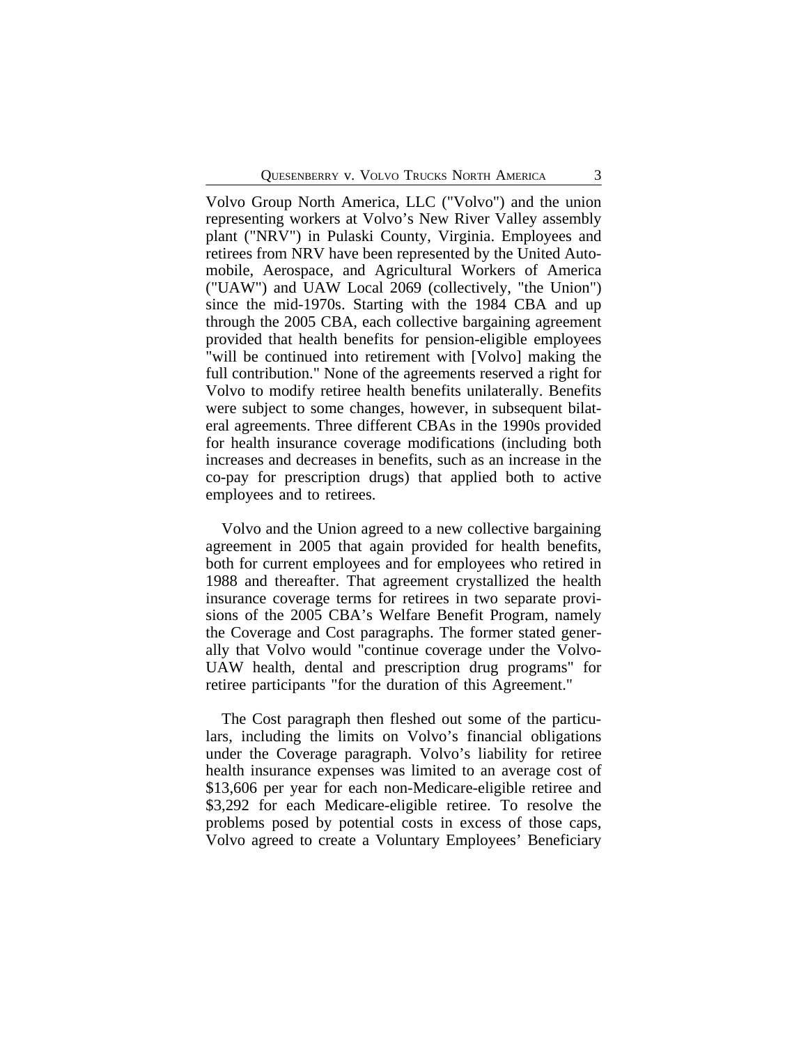Volvo Group North America, LLC ("Volvo") and the union representing workers at Volvo's New River Valley assembly plant ("NRV") in Pulaski County, Virginia. Employees and retirees from NRV have been represented by the United Automobile, Aerospace, and Agricultural Workers of America ("UAW") and UAW Local 2069 (collectively, "the Union") since the mid-1970s. Starting with the 1984 CBA and up through the 2005 CBA, each collective bargaining agreement provided that health benefits for pension-eligible employees "will be continued into retirement with [Volvo] making the full contribution." None of the agreements reserved a right for Volvo to modify retiree health benefits unilaterally. Benefits were subject to some changes, however, in subsequent bilateral agreements. Three different CBAs in the 1990s provided for health insurance coverage modifications (including both increases and decreases in benefits, such as an increase in the co-pay for prescription drugs) that applied both to active employees and to retirees.

Volvo and the Union agreed to a new collective bargaining agreement in 2005 that again provided for health benefits, both for current employees and for employees who retired in 1988 and thereafter. That agreement crystallized the health insurance coverage terms for retirees in two separate provisions of the 2005 CBA's Welfare Benefit Program, namely the Coverage and Cost paragraphs. The former stated generally that Volvo would "continue coverage under the Volvo-UAW health, dental and prescription drug programs" for retiree participants "for the duration of this Agreement."

The Cost paragraph then fleshed out some of the particulars, including the limits on Volvo's financial obligations under the Coverage paragraph. Volvo's liability for retiree health insurance expenses was limited to an average cost of $13,606 per year for each non-Medicare-eligible retiree and $3,292 for each Medicare-eligible retiree. To resolve the problems posed by potential costs in excess of those caps, Volvo agreed to create a Voluntary Employees' Beneficiary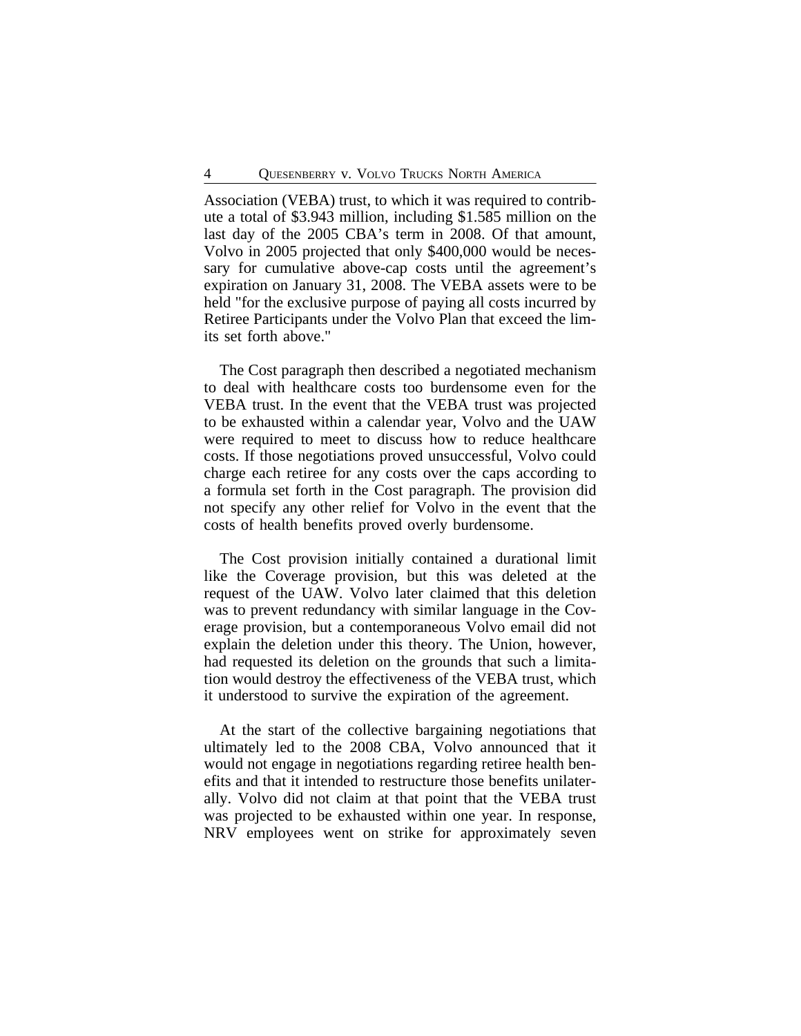Association (VEBA) trust, to which it was required to contribute a total of $3.943 million, including $1.585 million on the last day of the 2005 CBA's term in 2008. Of that amount, Volvo in 2005 projected that only $400,000 would be necessary for cumulative above-cap costs until the agreement's expiration on January 31, 2008. The VEBA assets were to be held "for the exclusive purpose of paying all costs incurred by Retiree Participants under the Volvo Plan that exceed the limits set forth above."

The Cost paragraph then described a negotiated mechanism to deal with healthcare costs too burdensome even for the VEBA trust. In the event that the VEBA trust was projected to be exhausted within a calendar year, Volvo and the UAW were required to meet to discuss how to reduce healthcare costs. If those negotiations proved unsuccessful, Volvo could charge each retiree for any costs over the caps according to a formula set forth in the Cost paragraph. The provision did not specify any other relief for Volvo in the event that the costs of health benefits proved overly burdensome.

The Cost provision initially contained a durational limit like the Coverage provision, but this was deleted at the request of the UAW. Volvo later claimed that this deletion was to prevent redundancy with similar language in the Coverage provision, but a contemporaneous Volvo email did not explain the deletion under this theory. The Union, however, had requested its deletion on the grounds that such a limitation would destroy the effectiveness of the VEBA trust, which it understood to survive the expiration of the agreement.

At the start of the collective bargaining negotiations that ultimately led to the 2008 CBA, Volvo announced that it would not engage in negotiations regarding retiree health benefits and that it intended to restructure those benefits unilaterally. Volvo did not claim at that point that the VEBA trust was projected to be exhausted within one year. In response, NRV employees went on strike for approximately seven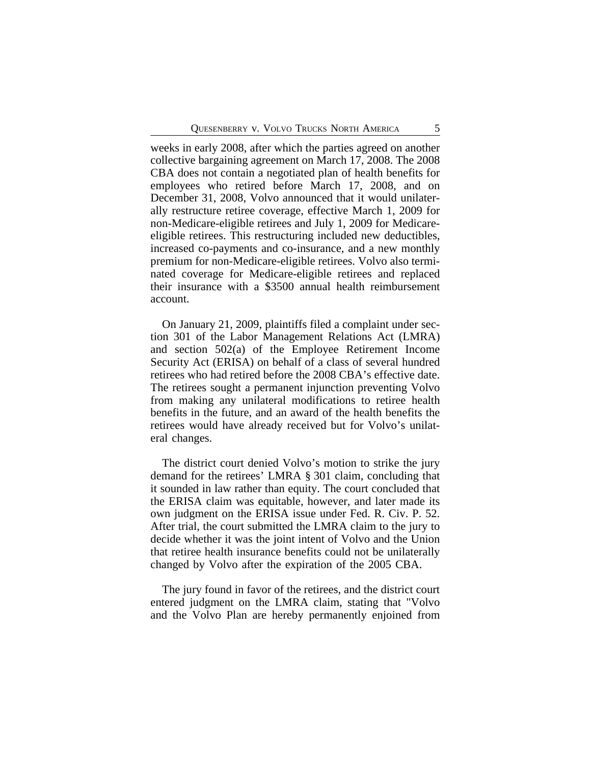weeks in early 2008, after which the parties agreed on another collective bargaining agreement on March 17, 2008. The 2008 CBA does not contain a negotiated plan of health benefits for employees who retired before March 17, 2008, and on December 31, 2008, Volvo announced that it would unilaterally restructure retiree coverage, effective March 1, 2009 for non-Medicare-eligible retirees and July 1, 2009 for Medicare-eligible retirees. This restructuring included new deductibles, increased co-payments and co-insurance, and a new monthly premium for non-Medicare-eligible retirees. Volvo also terminated coverage for Medicare-eligible retirees and replaced their insurance with a $3500 annual health reimbursement account.

On January 21, 2009, plaintiffs filed a complaint under section 301 of the Labor Management Relations Act (LMRA) and section 502(a) of the Employee Retirement Income Security Act (ERISA) on behalf of a class of several hundred retirees who had retired before the 2008 CBA's effective date. The retirees sought a permanent injunction preventing Volvo from making any unilateral modifications to retiree health benefits in the future, and an award of the health benefits the retirees would have already received but for Volvo's unilateral changes.

The district court denied Volvo's motion to strike the jury demand for the retirees' LMRA § 301 claim, concluding that it sounded in law rather than equity. The court concluded that the ERISA claim was equitable, however, and later made its own judgment on the ERISA issue under Fed. R. Civ. P. 52. After trial, the court submitted the LMRA claim to the jury to decide whether it was the joint intent of Volvo and the Union that retiree health insurance benefits could not be unilaterally changed by Volvo after the expiration of the 2005 CBA.

The jury found in favor of the retirees, and the district court entered judgment on the LMRA claim, stating that "Volvo and the Volvo Plan are hereby permanently enjoined from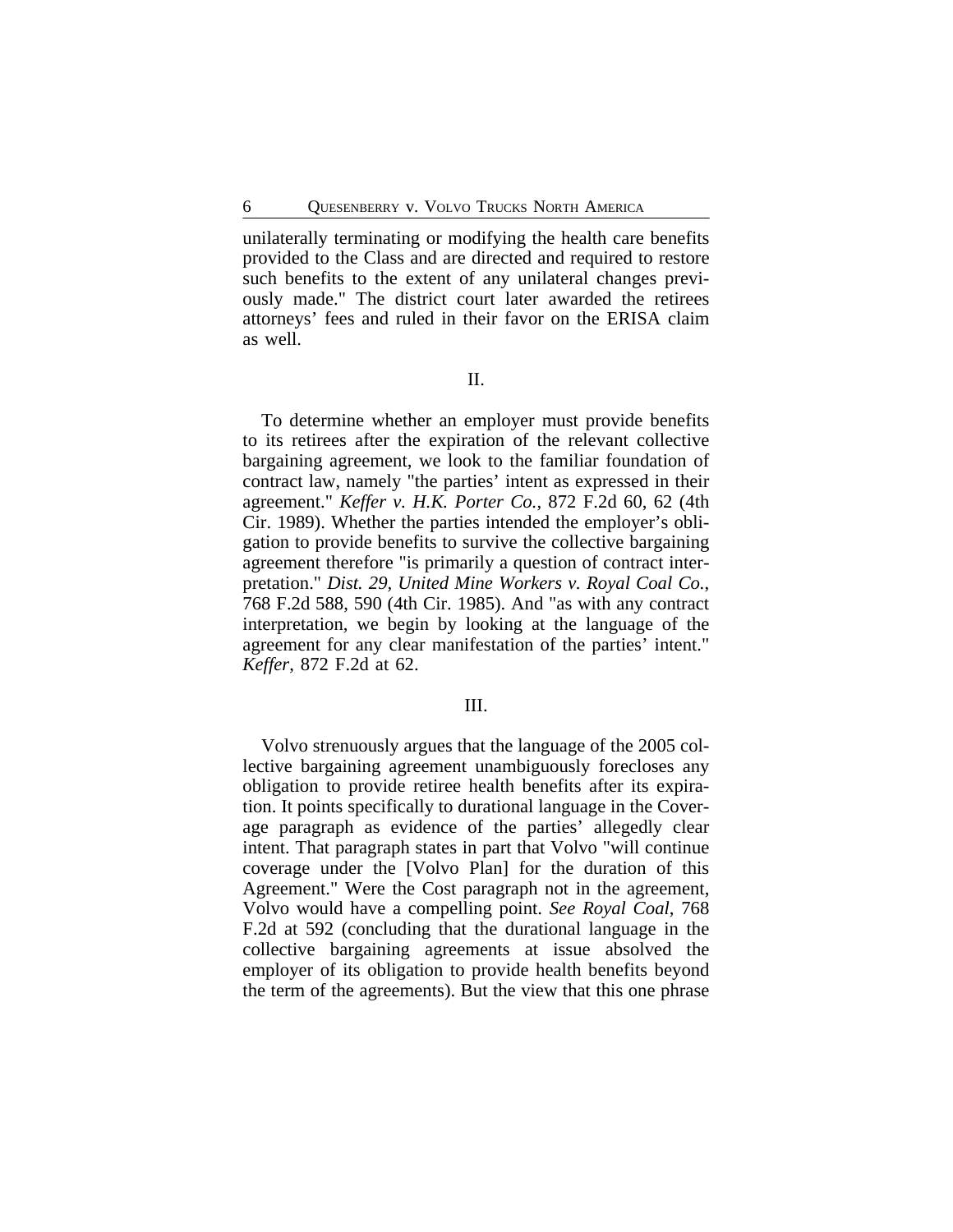unilaterally terminating or modifying the health care benefits provided to the Class and are directed and required to restore such benefits to the extent of any unilateral changes previously made." The district court later awarded the retirees attorneys' fees and ruled in their favor on the ERISA claim as well.

## II.

To determine whether an employer must provide benefits to its retirees after the expiration of the relevant collective bargaining agreement, we look to the familiar foundation of contract law, namely "the parties' intent as expressed in their agreement." *Keffer v. H.K. Porter Co.*, 872 F.2d 60, 62 (4th Cir. 1989). Whether the parties intended the employer's obligation to provide benefits to survive the collective bargaining agreement therefore "is primarily a question of contract interpretation." *Dist. 29, United Mine Workers v. Royal Coal Co.*, 768 F.2d 588, 590 (4th Cir. 1985). And "as with any contract interpretation, we begin by looking at the language of the agreement for any clear manifestation of the parties' intent." *Keffer*, 872 F.2d at 62.

## III.

Volvo strenuously argues that the language of the 2005 collective bargaining agreement unambiguously forecloses any obligation to provide retiree health benefits after its expiration. It points specifically to durational language in the Coverage paragraph as evidence of the parties' allegedly clear intent. That paragraph states in part that Volvo "will continue coverage under the [Volvo Plan] for the duration of this Agreement." Were the Cost paragraph not in the agreement, Volvo would have a compelling point. *See Royal Coal*, 768 F.2d at 592 (concluding that the durational language in the collective bargaining agreements at issue absolved the employer of its obligation to provide health benefits beyond the term of the agreements). But the view that this one phrase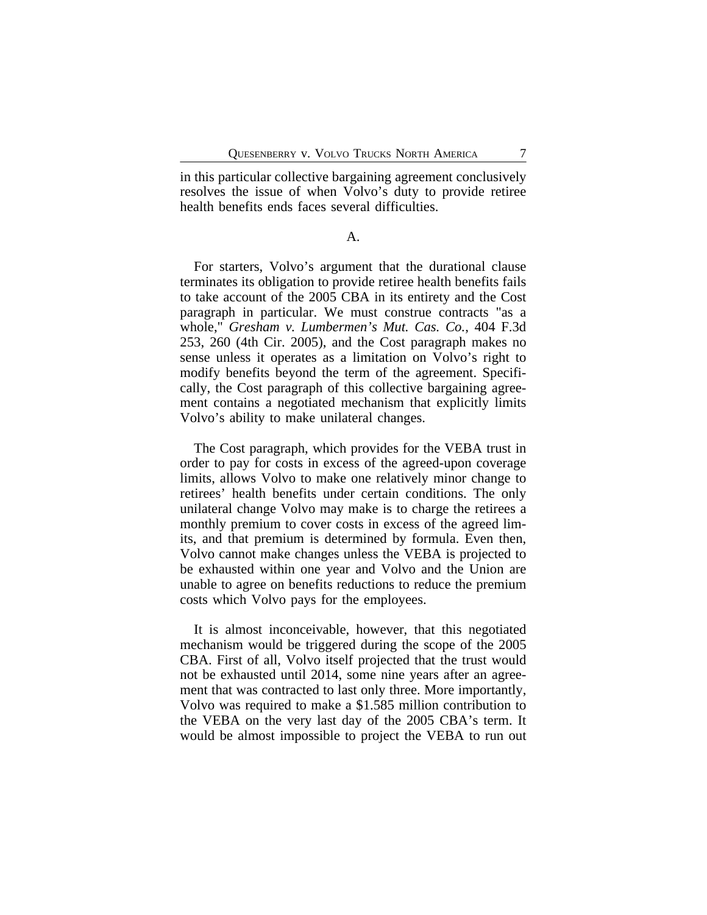in this particular collective bargaining agreement conclusively resolves the issue of when Volvo's duty to provide retiree health benefits ends faces several difficulties.

A.

For starters, Volvo's argument that the durational clause terminates its obligation to provide retiree health benefits fails to take account of the 2005 CBA in its entirety and the Cost paragraph in particular. We must construe contracts "as a whole," *Gresham v. Lumbermen's Mut. Cas. Co.*, 404 F.3d 253, 260 (4th Cir. 2005), and the Cost paragraph makes no sense unless it operates as a limitation on Volvo's right to modify benefits beyond the term of the agreement. Specifically, the Cost paragraph of this collective bargaining agreement contains a negotiated mechanism that explicitly limits Volvo's ability to make unilateral changes.

The Cost paragraph, which provides for the VEBA trust in order to pay for costs in excess of the agreed-upon coverage limits, allows Volvo to make one relatively minor change to retirees' health benefits under certain conditions. The only unilateral change Volvo may make is to charge the retirees a monthly premium to cover costs in excess of the agreed limits, and that premium is determined by formula. Even then, Volvo cannot make changes unless the VEBA is projected to be exhausted within one year and Volvo and the Union are unable to agree on benefits reductions to reduce the premium costs which Volvo pays for the employees.

It is almost inconceivable, however, that this negotiated mechanism would be triggered during the scope of the 2005 CBA. First of all, Volvo itself projected that the trust would not be exhausted until 2014, some nine years after an agreement that was contracted to last only three. More importantly, Volvo was required to make a $1.585 million contribution to the VEBA on the very last day of the 2005 CBA's term. It would be almost impossible to project the VEBA to run out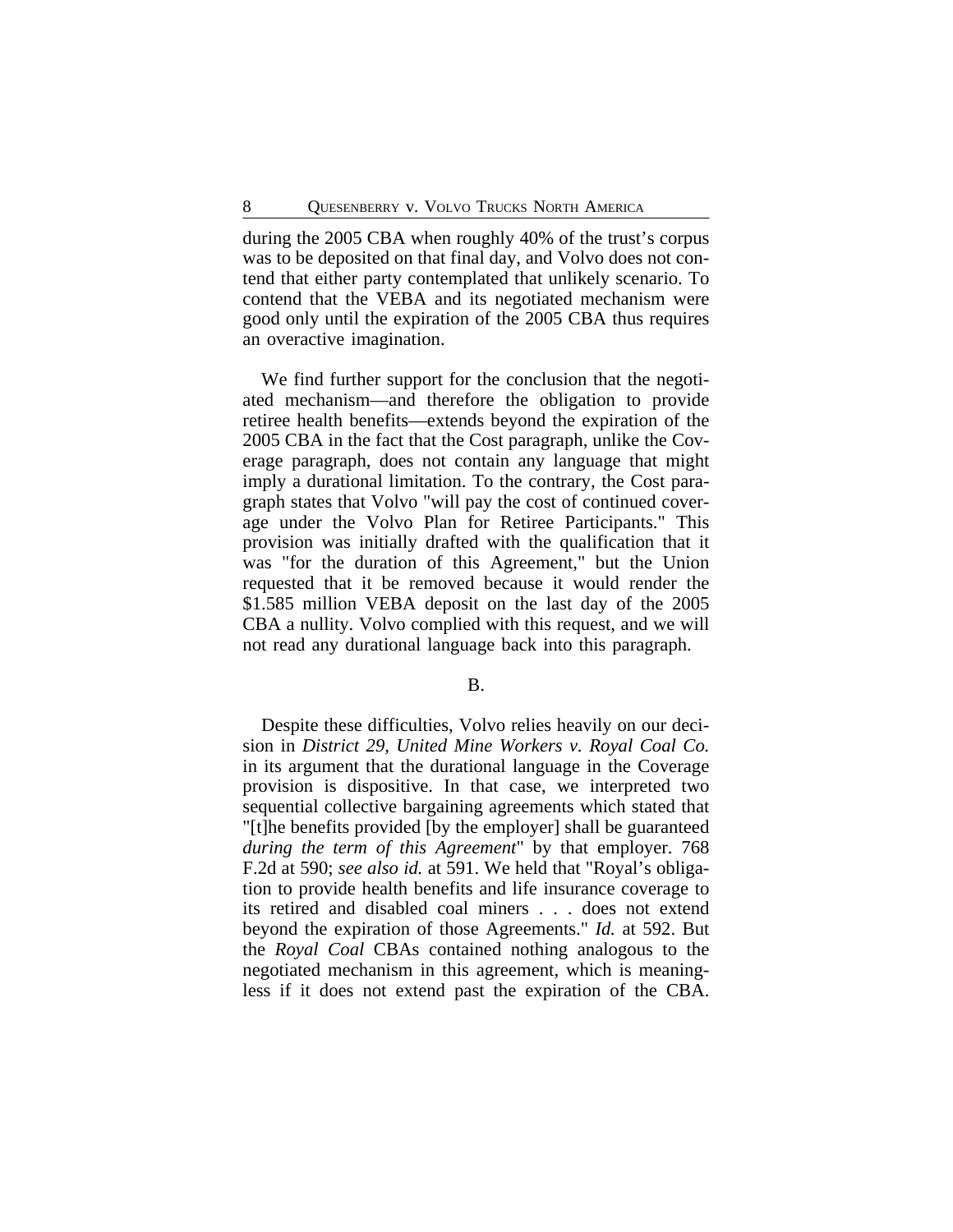during the 2005 CBA when roughly 40% of the trust's corpus was to be deposited on that final day, and Volvo does not contend that either party contemplated that unlikely scenario. To contend that the VEBA and its negotiated mechanism were good only until the expiration of the 2005 CBA thus requires an overactive imagination.

We find further support for the conclusion that the negotiated mechanism—and therefore the obligation to provide retiree health benefits—extends beyond the expiration of the 2005 CBA in the fact that the Cost paragraph, unlike the Coverage paragraph, does not contain any language that might imply a durational limitation. To the contrary, the Cost paragraph states that Volvo "will pay the cost of continued coverage under the Volvo Plan for Retiree Participants." This provision was initially drafted with the qualification that it was "for the duration of this Agreement," but the Union requested that it be removed because it would render the $1.585 million VEBA deposit on the last day of the 2005 CBA a nullity. Volvo complied with this request, and we will not read any durational language back into this paragraph.

B.

Despite these difficulties, Volvo relies heavily on our decision in *District 29, United Mine Workers v. Royal Coal Co.* in its argument that the durational language in the Coverage provision is dispositive. In that case, we interpreted two sequential collective bargaining agreements which stated that "[t]he benefits provided [by the employer] shall be guaranteed *during the term of this Agreement*" by that employer. 768 F.2d at 590; *see also id.* at 591. We held that "Royal's obligation to provide health benefits and life insurance coverage to its retired and disabled coal miners . . . does not extend beyond the expiration of those Agreements." *Id.* at 592. But the *Royal Coal* CBAs contained nothing analogous to the negotiated mechanism in this agreement, which is meaningless if it does not extend past the expiration of the CBA.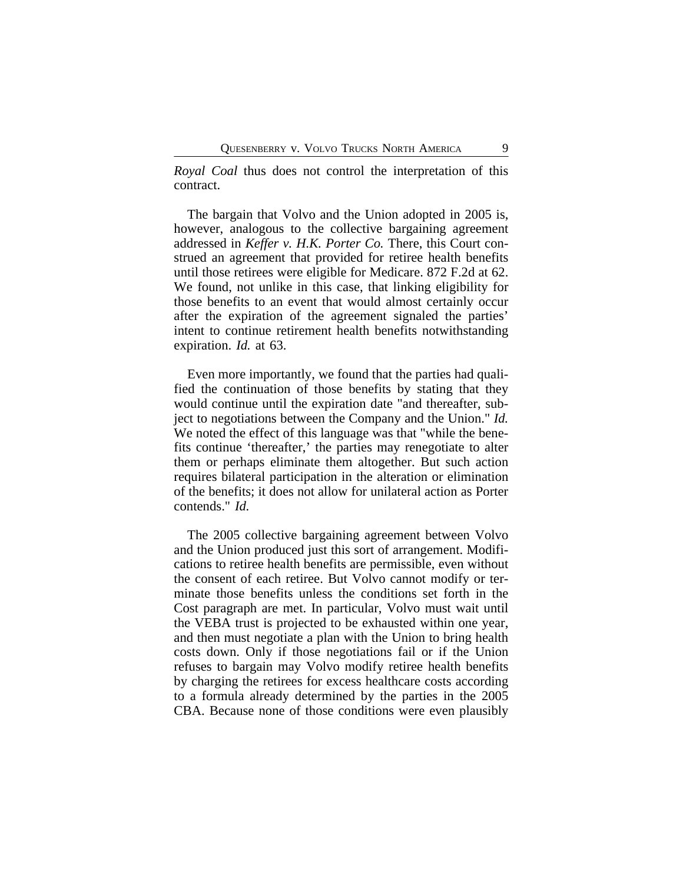*Royal Coal* thus does not control the interpretation of this contract.

The bargain that Volvo and the Union adopted in 2005 is, however, analogous to the collective bargaining agreement addressed in *Keffer v. H.K. Porter Co.* There, this Court construed an agreement that provided for retiree health benefits until those retirees were eligible for Medicare. 872 F.2d at 62. We found, not unlike in this case, that linking eligibility for those benefits to an event that would almost certainly occur after the expiration of the agreement signaled the parties' intent to continue retirement health benefits notwithstanding expiration. *Id.* at 63.

Even more importantly, we found that the parties had qualified the continuation of those benefits by stating that they would continue until the expiration date "and thereafter, subject to negotiations between the Company and the Union." *Id.* We noted the effect of this language was that "while the benefits continue 'thereafter,' the parties may renegotiate to alter them or perhaps eliminate them altogether. But such action requires bilateral participation in the alteration or elimination of the benefits; it does not allow for unilateral action as Porter contends." *Id.*

The 2005 collective bargaining agreement between Volvo and the Union produced just this sort of arrangement. Modifications to retiree health benefits are permissible, even without the consent of each retiree. But Volvo cannot modify or terminate those benefits unless the conditions set forth in the Cost paragraph are met. In particular, Volvo must wait until the VEBA trust is projected to be exhausted within one year, and then must negotiate a plan with the Union to bring health costs down. Only if those negotiations fail or if the Union refuses to bargain may Volvo modify retiree health benefits by charging the retirees for excess healthcare costs according to a formula already determined by the parties in the 2005 CBA. Because none of those conditions were even plausibly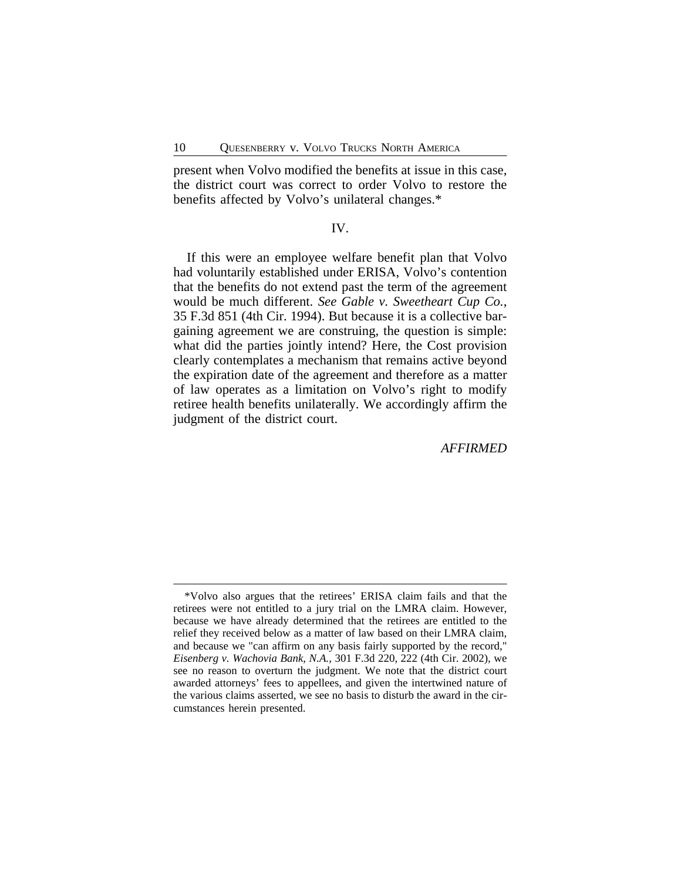present when Volvo modified the benefits at issue in this case, the district court was correct to order Volvo to restore the benefits affected by Volvo's unilateral changes.*

## IV.

If this were an employee welfare benefit plan that Volvo had voluntarily established under ERISA, Volvo's contention that the benefits do not extend past the term of the agreement would be much different. *See Gable v. Sweetheart Cup Co.*, 35 F.3d 851 (4th Cir. 1994). But because it is a collective bargaining agreement we are construing, the question is simple: what did the parties jointly intend? Here, the Cost provision clearly contemplates a mechanism that remains active beyond the expiration date of the agreement and therefore as a matter of law operates as a limitation on Volvo's right to modify retiree health benefits unilaterally. We accordingly affirm the judgment of the district court.

*AFFIRMED*

---

*Volvo also argues that the retirees' ERISA claim fails and that the retirees were not entitled to a jury trial on the LMRA claim. However, because we have already determined that the retirees are entitled to the relief they received below as a matter of law based on their LMRA claim, and because we "can affirm on any basis fairly supported by the record," *Eisenberg v. Wachovia Bank, N.A.*, 301 F.3d 220, 222 (4th Cir. 2002), we see no reason to overturn the judgment. We note that the district court awarded attorneys' fees to appellees, and given the intertwined nature of the various claims asserted, we see no basis to disturb the award in the circumstances herein presented.